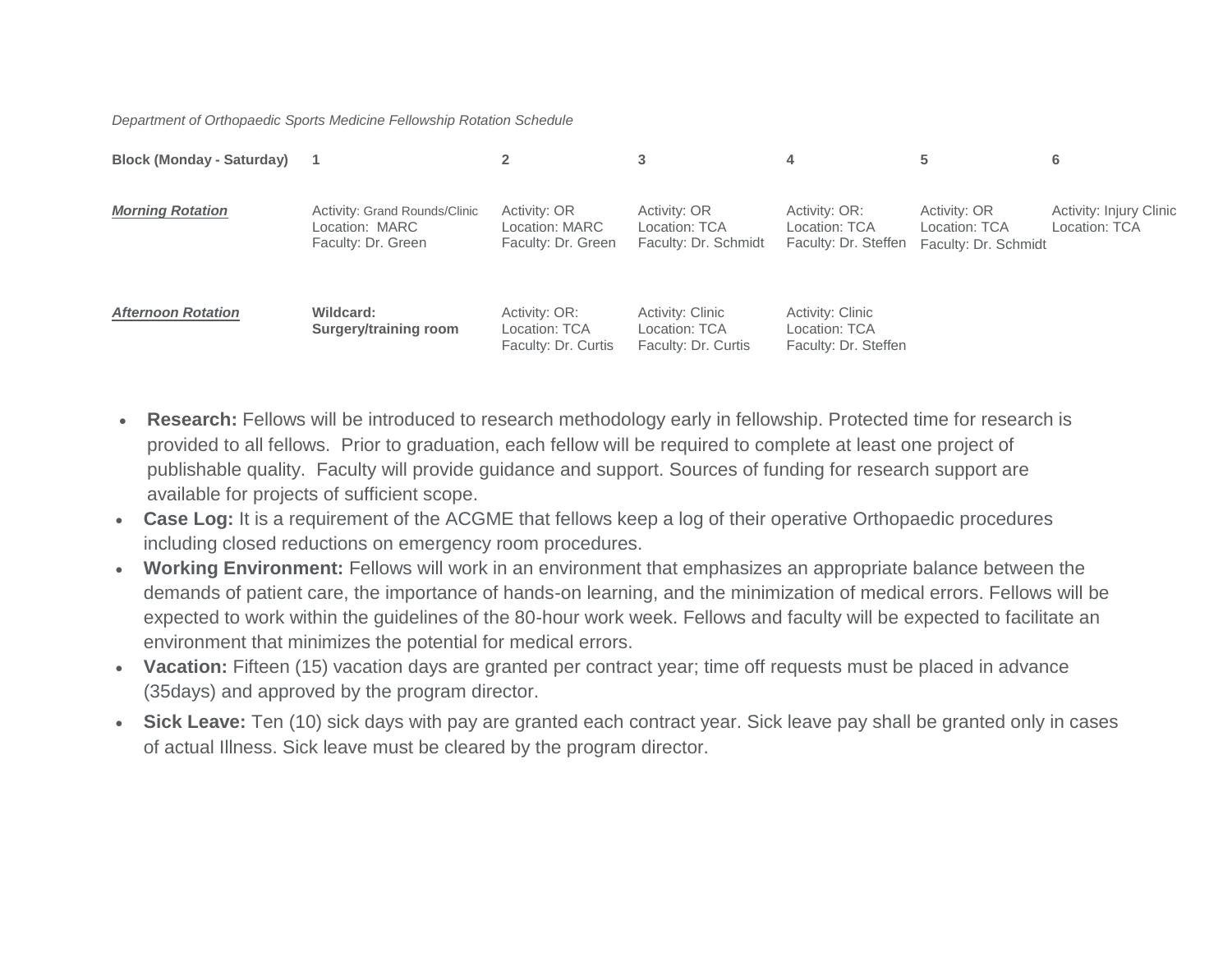*Department of Orthopaedic Sports Medicine Fellowship Rotation Schedule*

| **Block (Monday - Saturday)** | **1** | **2** | **3** | **4** | **5** | **6** |
|---|---|---|---|---|---|---|
| ***Morning Rotation*** | Activity: Grand Rounds/Clinic<br>Location: MARC<br>Faculty: Dr. Green | Activity: OR<br>Location: MARC<br>Faculty: Dr. Green | Activity: OR<br>Location: TCA<br>Faculty: Dr. Schmidt | Activity: OR:<br>Location: TCA<br>Faculty: Dr. Steffen | Activity: OR<br>Location: TCA<br>Faculty: Dr. Schmidt | Activity: Injury Clinic<br>Location: TCA |
| ***Afternoon Rotation*** | **Wildcard: Surgery/training room** | Activity: OR:<br>Location: TCA<br>Faculty: Dr. Curtis | Activity: Clinic<br>Location: TCA<br>Faculty: Dr. Curtis | Activity: Clinic<br>Location: TCA<br>Faculty: Dr. Steffen | | |

- **Research:** Fellows will be introduced to research methodology early in fellowship. Protected time for research is provided to all fellows. Prior to graduation, each fellow will be required to complete at least one project of publishable quality. Faculty will provide guidance and support. Sources of funding for research support are available for projects of sufficient scope.
- **Case Log:** It is a requirement of the ACGME that fellows keep a log of their operative Orthopaedic procedures including closed reductions on emergency room procedures.
- **Working Environment:** Fellows will work in an environment that emphasizes an appropriate balance between the demands of patient care, the importance of hands-on learning, and the minimization of medical errors. Fellows will be expected to work within the guidelines of the 80-hour work week. Fellows and faculty will be expected to facilitate an environment that minimizes the potential for medical errors.
- **Vacation:** Fifteen (15) vacation days are granted per contract year; time off requests must be placed in advance (35days) and approved by the program director.
- **Sick Leave:** Ten (10) sick days with pay are granted each contract year. Sick leave pay shall be granted only in cases of actual Illness. Sick leave must be cleared by the program director.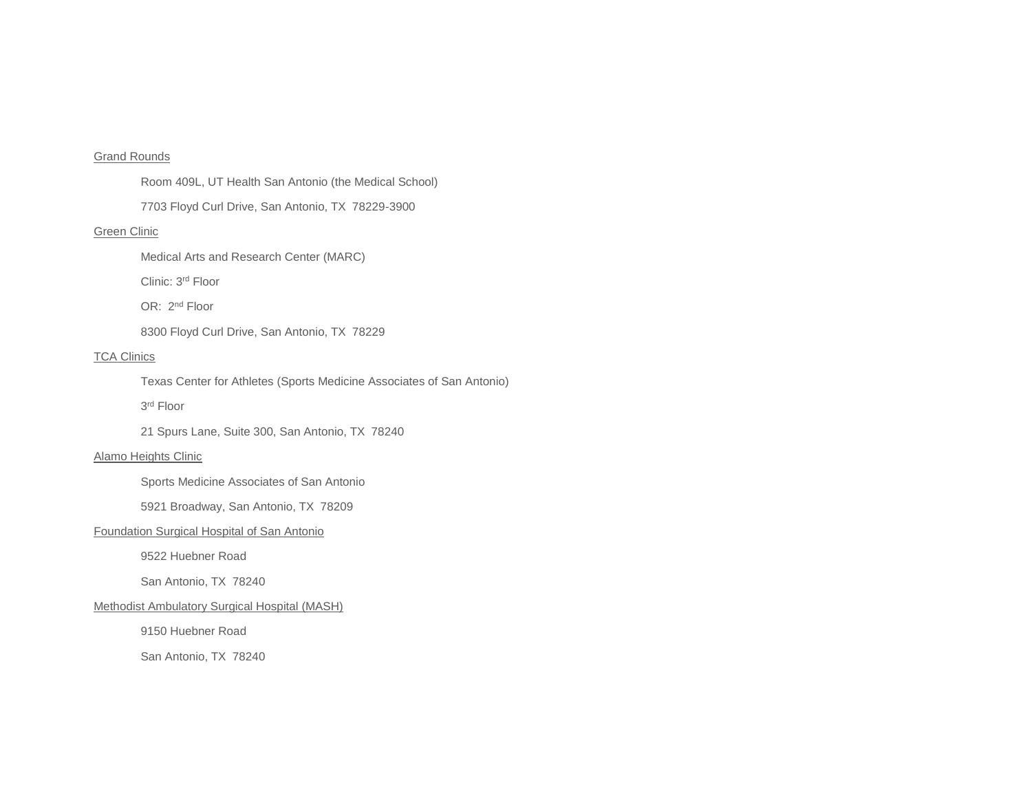<u>Grand Rounds</u>

Room 409L, UT Health San Antonio (the Medical School)

7703 Floyd Curl Drive, San Antonio, TX  78229-3900

<u>Green Clinic</u>

Medical Arts and Research Center (MARC)

Clinic: 3rd Floor

OR:  2nd Floor

8300 Floyd Curl Drive, San Antonio, TX  78229

<u>TCA Clinics</u>

Texas Center for Athletes (Sports Medicine Associates of San Antonio)

3rd Floor

21 Spurs Lane, Suite 300, San Antonio, TX  78240

<u>Alamo Heights Clinic</u>

Sports Medicine Associates of San Antonio

5921 Broadway, San Antonio, TX  78209

<u>Foundation Surgical Hospital of San Antonio</u>

9522 Huebner Road

San Antonio, TX  78240

<u>Methodist Ambulatory Surgical Hospital (MASH)</u>

9150 Huebner Road

San Antonio, TX  78240